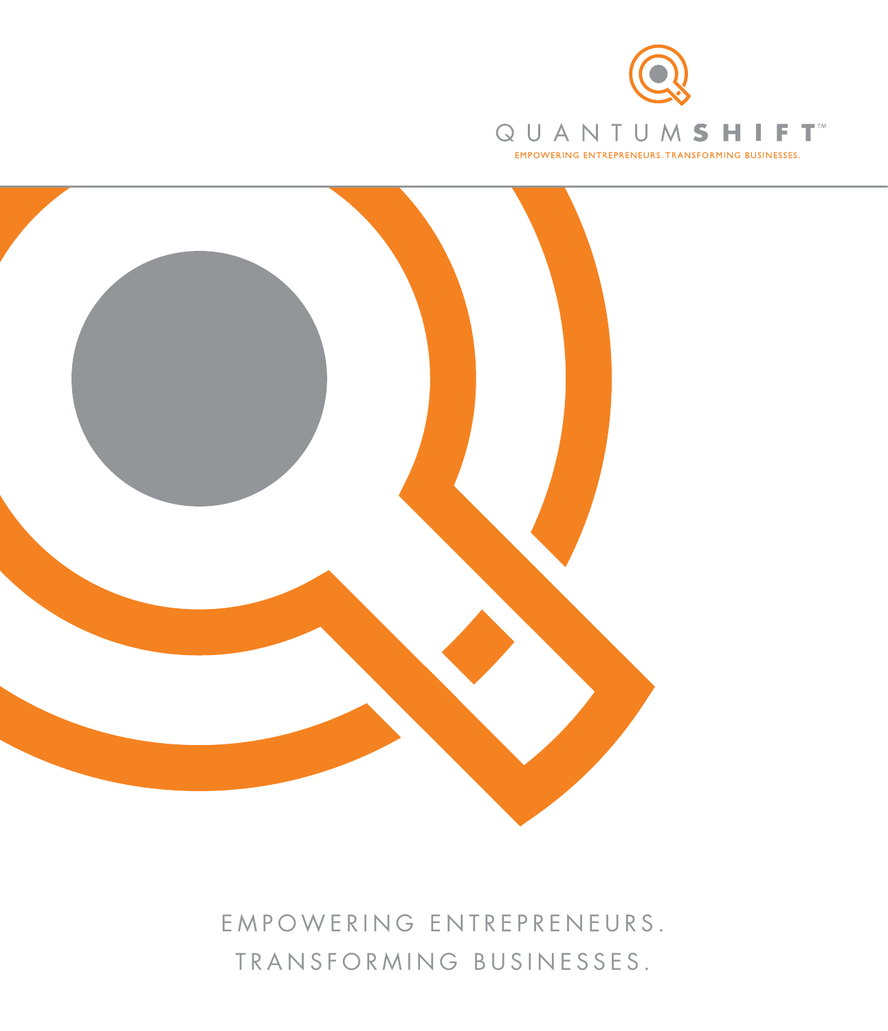QUANTUM**SHIFT**™

EMPOWERING ENTREPRENEURS. TRANSFORMING BUSINESSES.

EMPOWERING ENTREPRENEURS.
TRANSFORMING BUSINESSES.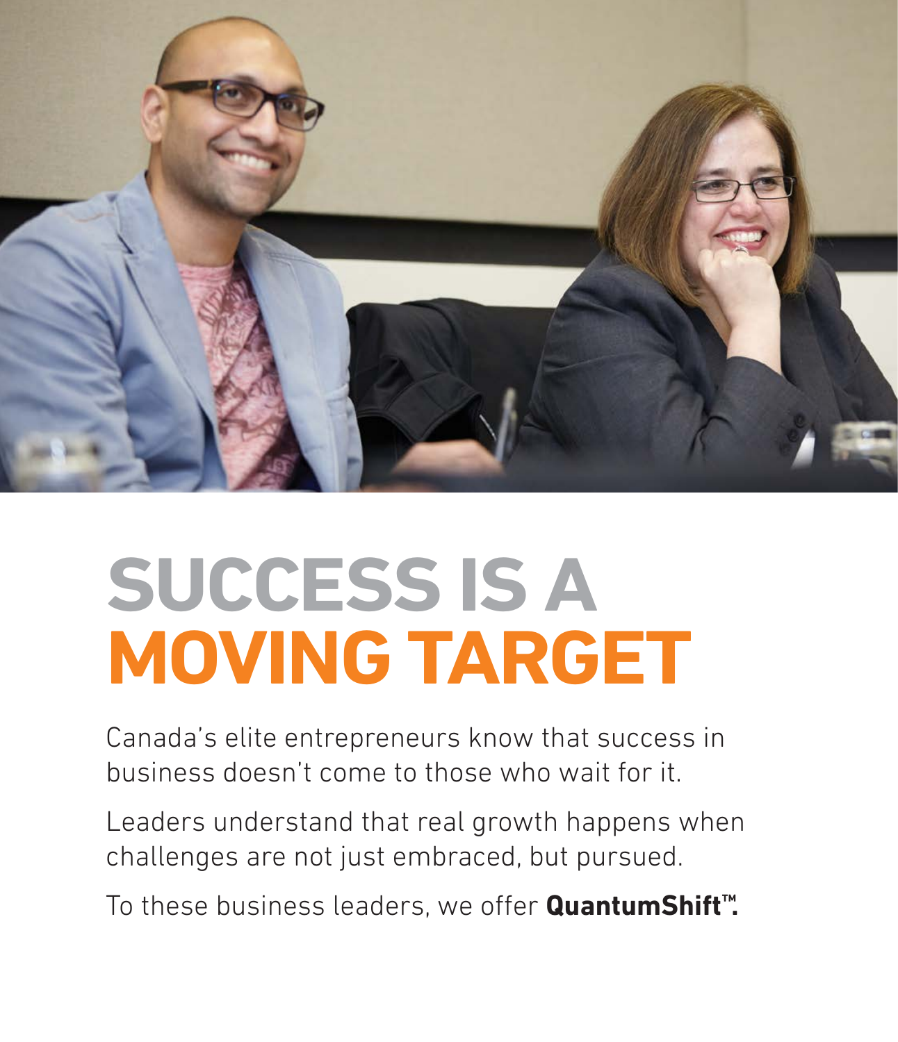# SUCCESS IS A MOVING TARGET

Canada's elite entrepreneurs know that success in business doesn't come to those who wait for it.

Leaders understand that real growth happens when challenges are not just embraced, but pursued.

To these business leaders, we offer **QuantumShift™.**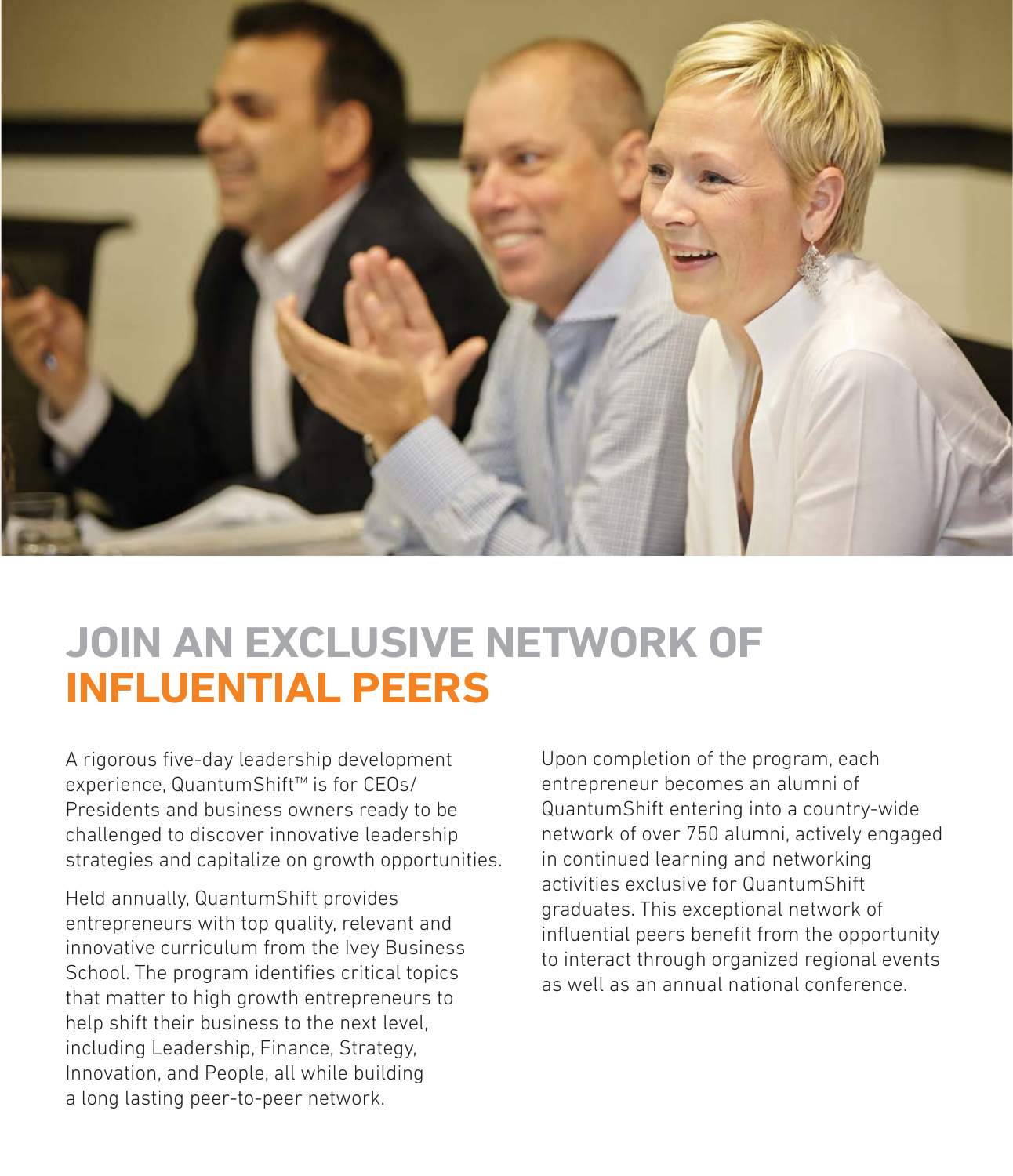# JOIN AN EXCLUSIVE NETWORK OF INFLUENTIAL PEERS

A rigorous five-day leadership development experience, QuantumShift™ is for CEOs/Presidents and business owners ready to be challenged to discover innovative leadership strategies and capitalize on growth opportunities.

Held annually, QuantumShift provides entrepreneurs with top quality, relevant and innovative curriculum from the Ivey Business School. The program identifies critical topics that matter to high growth entrepreneurs to help shift their business to the next level, including Leadership, Finance, Strategy, Innovation, and People, all while building a long lasting peer-to-peer network.

Upon completion of the program, each entrepreneur becomes an alumni of QuantumShift entering into a country-wide network of over 750 alumni, actively engaged in continued learning and networking activities exclusive for QuantumShift graduates. This exceptional network of influential peers benefit from the opportunity to interact through organized regional events as well as an annual national conference.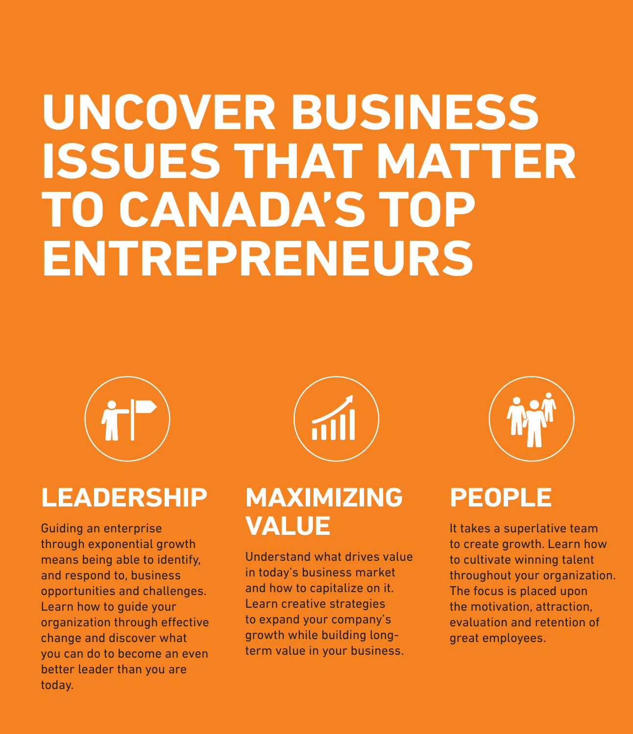# UNCOVER BUSINESS ISSUES THAT MATTER TO CANADA'S TOP ENTREPRENEURS

## LEADERSHIP

Guiding an enterprise through exponential growth means being able to identify, and respond to, business opportunities and challenges. Learn how to guide your organization through effective change and discover what you can do to become an even better leader than you are today.

## MAXIMIZING VALUE

Understand what drives value in today's business market and how to capitalize on it. Learn creative strategies to expand your company's growth while building long-term value in your business.

## PEOPLE

It takes a superlative team to create growth. Learn how to cultivate winning talent throughout your organization. The focus is placed upon the motivation, attraction, evaluation and retention of great employees.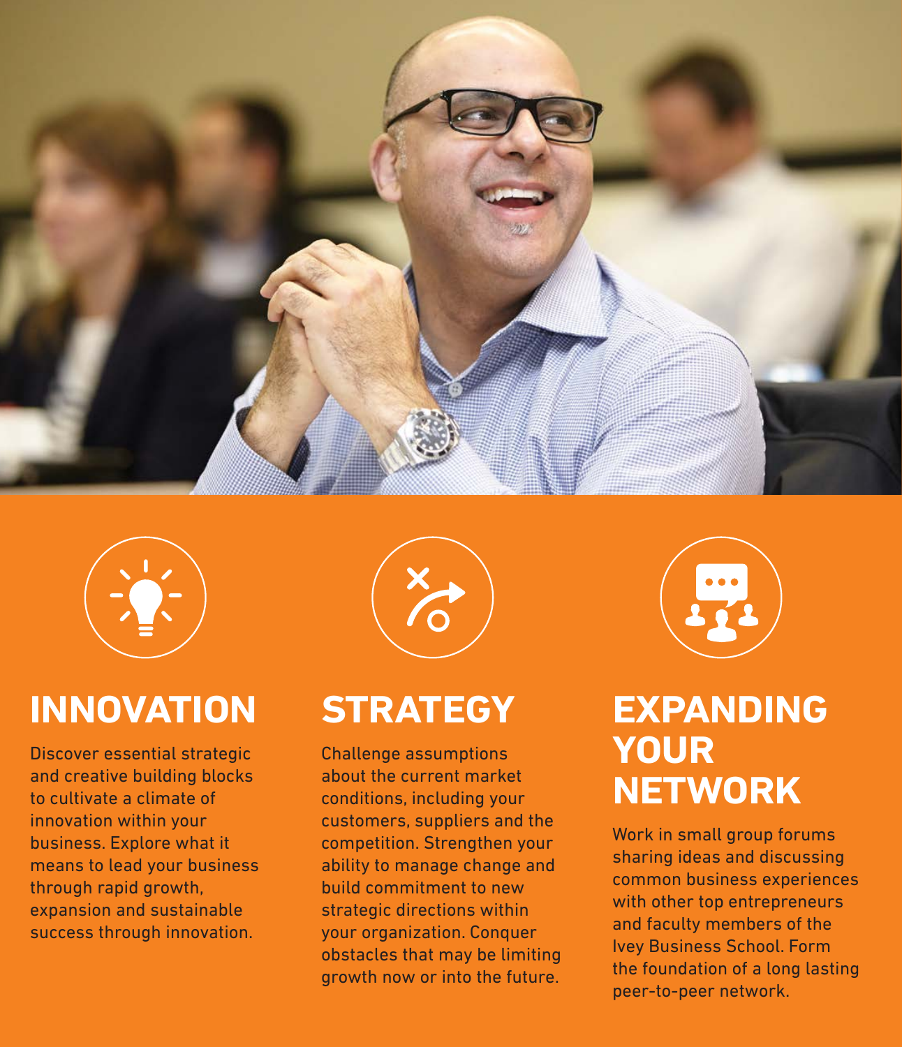## INNOVATION

Discover essential strategic and creative building blocks to cultivate a climate of innovation within your business. Explore what it means to lead your business through rapid growth, expansion and sustainable success through innovation.

## STRATEGY

Challenge assumptions about the current market conditions, including your customers, suppliers and the competition. Strengthen your ability to manage change and build commitment to new strategic directions within your organization. Conquer obstacles that may be limiting growth now or into the future.

## EXPANDING YOUR NETWORK

Work in small group forums sharing ideas and discussing common business experiences with other top entrepreneurs and faculty members of the Ivey Business School. Form the foundation of a long lasting peer-to-peer network.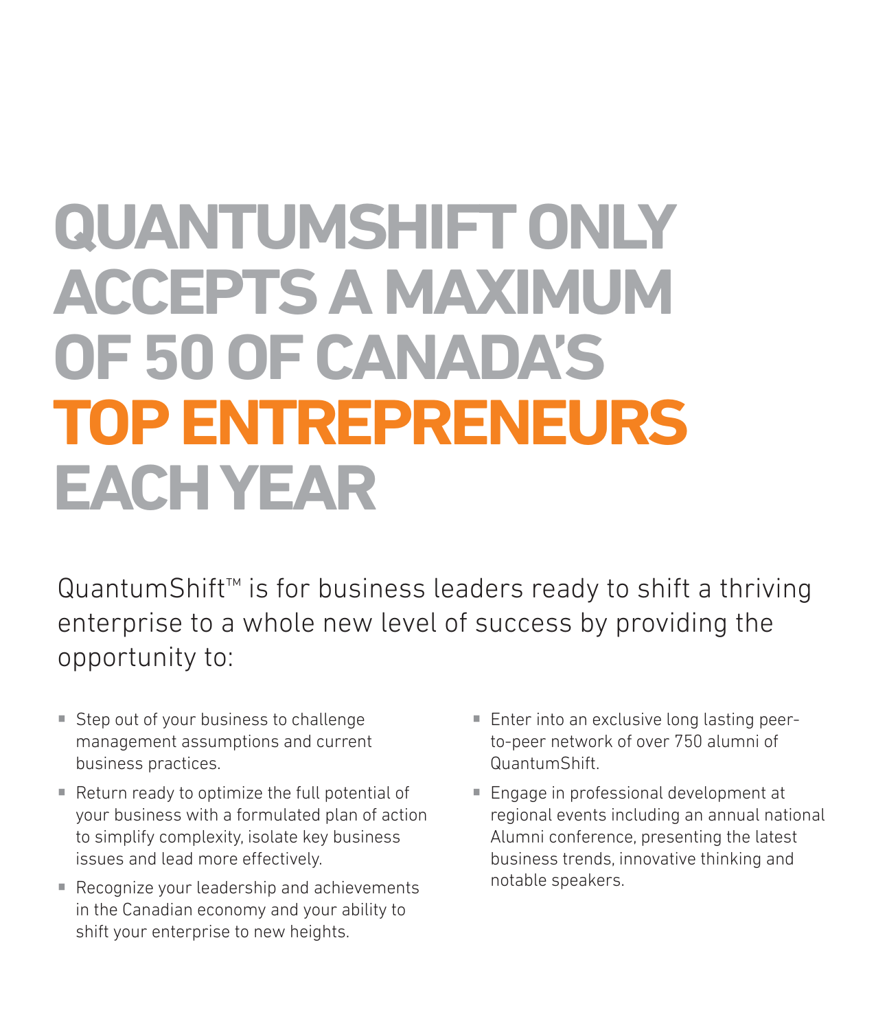# QUANTUMSHIFT ONLY ACCEPTS A MAXIMUM OF 50 OF CANADA'S TOP ENTREPRENEURS EACH YEAR

QuantumShift™ is for business leaders ready to shift a thriving enterprise to a whole new level of success by providing the opportunity to:

- Step out of your business to challenge management assumptions and current business practices.
- Return ready to optimize the full potential of your business with a formulated plan of action to simplify complexity, isolate key business issues and lead more effectively.
- Recognize your leadership and achievements in the Canadian economy and your ability to shift your enterprise to new heights.
- Enter into an exclusive long lasting peer-to-peer network of over 750 alumni of QuantumShift.
- Engage in professional development at regional events including an annual national Alumni conference, presenting the latest business trends, innovative thinking and notable speakers.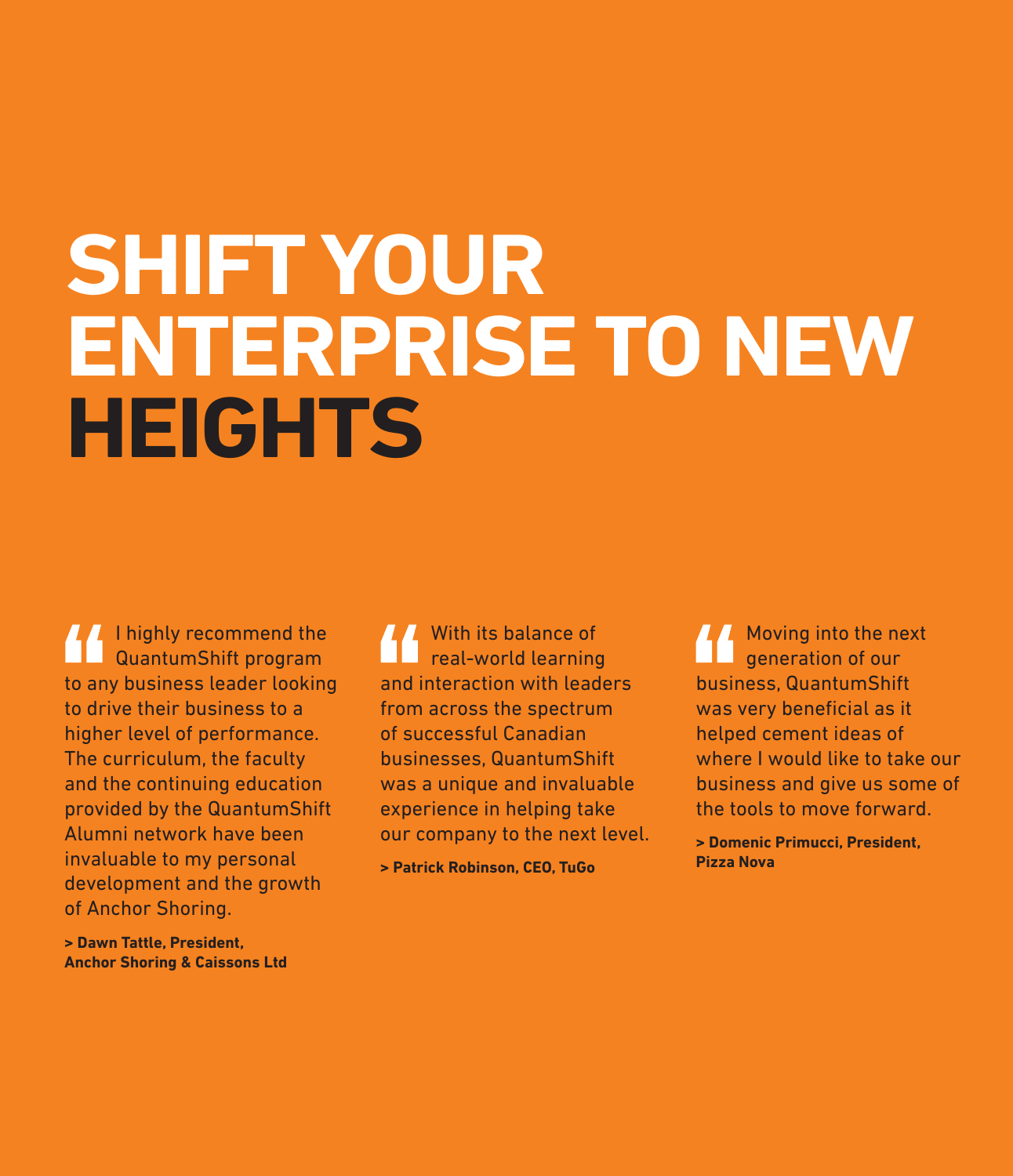# SHIFT YOUR ENTERPRISE TO NEW HEIGHTS

> I highly recommend the QuantumShift program to any business leader looking to drive their business to a higher level of performance. The curriculum, the faculty and the continuing education provided by the QuantumShift Alumni network have been invaluable to my personal development and the growth of Anchor Shoring.

**> Dawn Tattle, President, Anchor Shoring & Caissons Ltd**

> With its balance of real-world learning and interaction with leaders from across the spectrum of successful Canadian businesses, QuantumShift was a unique and invaluable experience in helping take our company to the next level.

**> Patrick Robinson, CEO, TuGo**

> Moving into the next generation of our business, QuantumShift was very beneficial as it helped cement ideas of where I would like to take our business and give us some of the tools to move forward.

**> Domenic Primucci, President, Pizza Nova**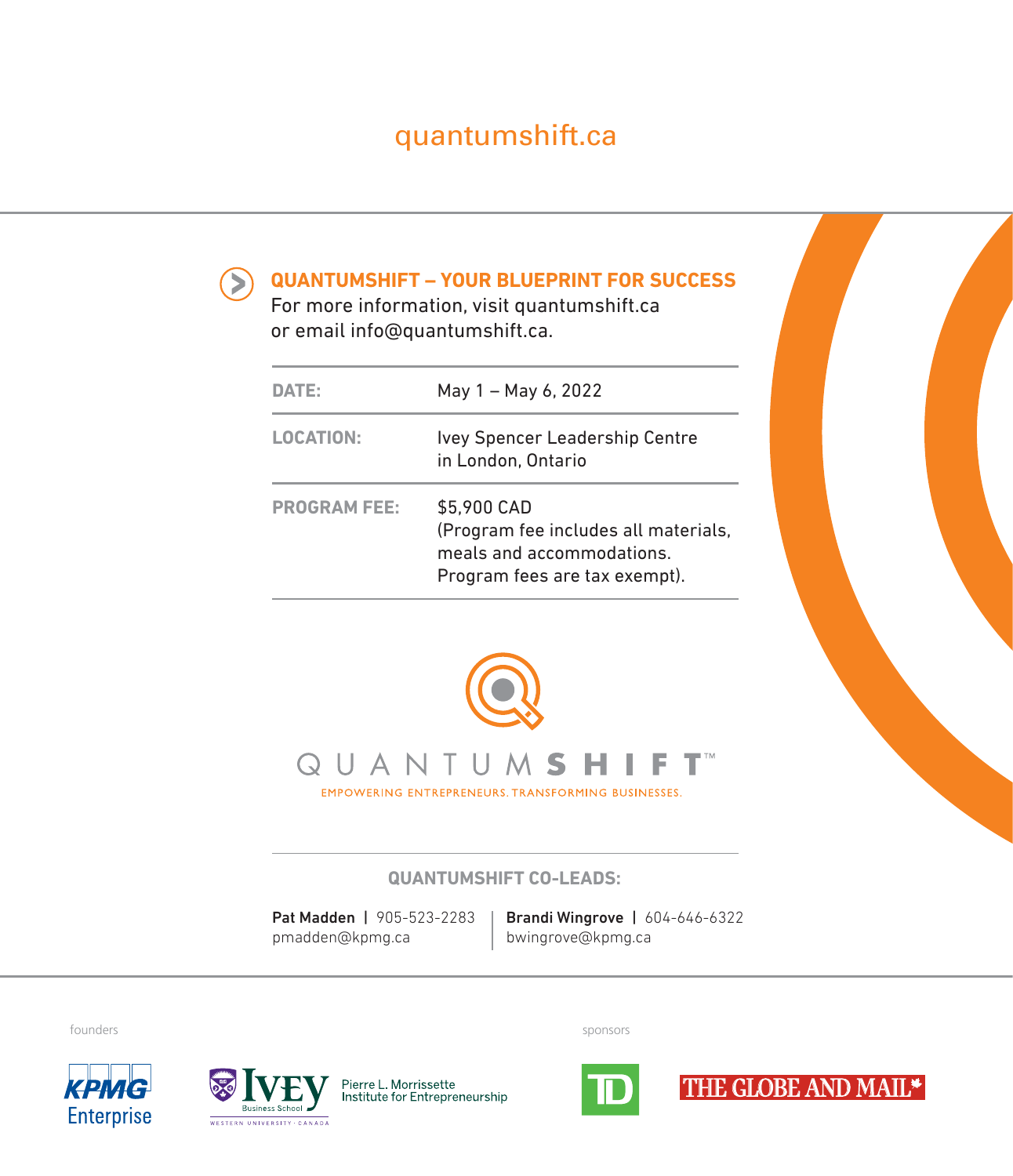quantumshift.ca

## QUANTUMSHIFT – YOUR BLUEPRINT FOR SUCCESS

For more information, visit quantumshift.ca
or email info@quantumshift.ca.

| | |
|---|---|
| **DATE:** | May 1 – May 6, 2022 |
| **LOCATION:** | Ivey Spencer Leadership Centre in London, Ontario |
| **PROGRAM FEE:** | $5,900 CAD (Program fee includes all materials, meals and accommodations. Program fees are tax exempt). |

QUANTUMSHIFT™

EMPOWERING ENTREPRENEURS. TRANSFORMING BUSINESSES.

### QUANTUMSHIFT CO-LEADS:

**Pat Madden** | 905-523-2283
pmadden@kpmg.ca

**Brandi Wingrove** | 604-646-6322
bwingrove@kpmg.ca

founders

KPMG Enterprise

Ivey Business School — Western University · Canada

Pierre L. Morrissette Institute for Entrepreneurship

sponsors

TD

THE GLOBE AND MAIL